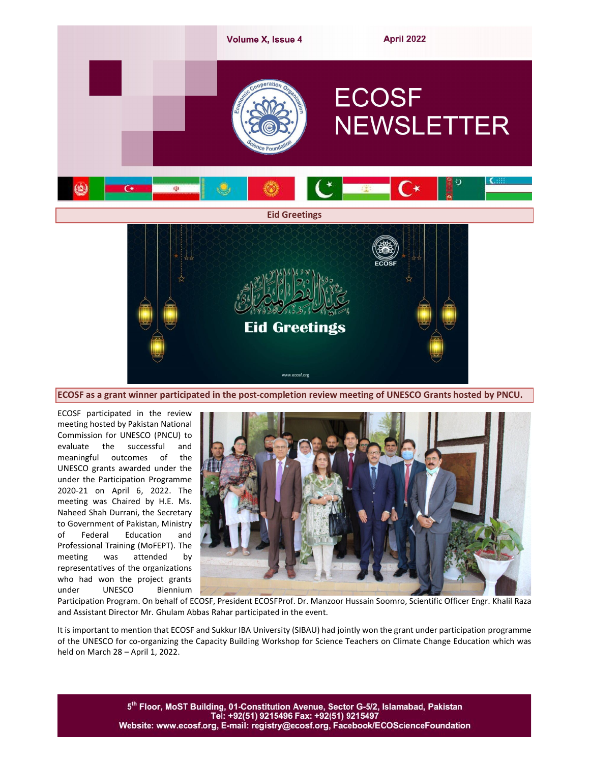# ECOSF NEWSLETTER

Volume X, Issue 4 April 2022

## Eid Greetings

## ECOSF as a grant winner participated in the post-completion review meeting of UNESCO Grants hosted by PNCU.

ECOSF participated in the review meeting hosted by Pakistan National Commission for UNESCO (PNCU) to evaluate the successful and meaningful outcomes of the UNESCO grants awarded under the under the Participation Programme 2020-21 on April 6, 2022. The meeting was Chaired by H.E. Ms. Naheed Shah Durrani, the Secretary to Government of Pakistan, Ministry of Federal Education and Professional Training (MoFEPT). The meeting was attended by representatives of the organizations who had won the project grants under UNESCO Biennium Participation Program. On behalf of ECOSF, President ECOSFProf. Dr. Manzoor Hussain Soomro, Scientific Officer Engr. Khalil Raza and Assistant Director Mr. Ghulam Abbas Rahar participated in the event.

It is important to mention that ECOSF and Sukkur IBA University (SIBAU) had jointly won the grant under participation programme of the UNESCO for co-organizing the Capacity Building Workshop for Science Teachers on Climate Change Education which was held on March 28 – April 1, 2022.

5th Floor, MoST Building, 01-Constitution Avenue, Sector G-5/2, Islamabad, Pakistan
Tel: +92(51) 9215496 Fax: +92(51) 9215497
Website: www.ecosf.org, E-mail: registry@ecosf.org, Facebook/ECOScienceFoundation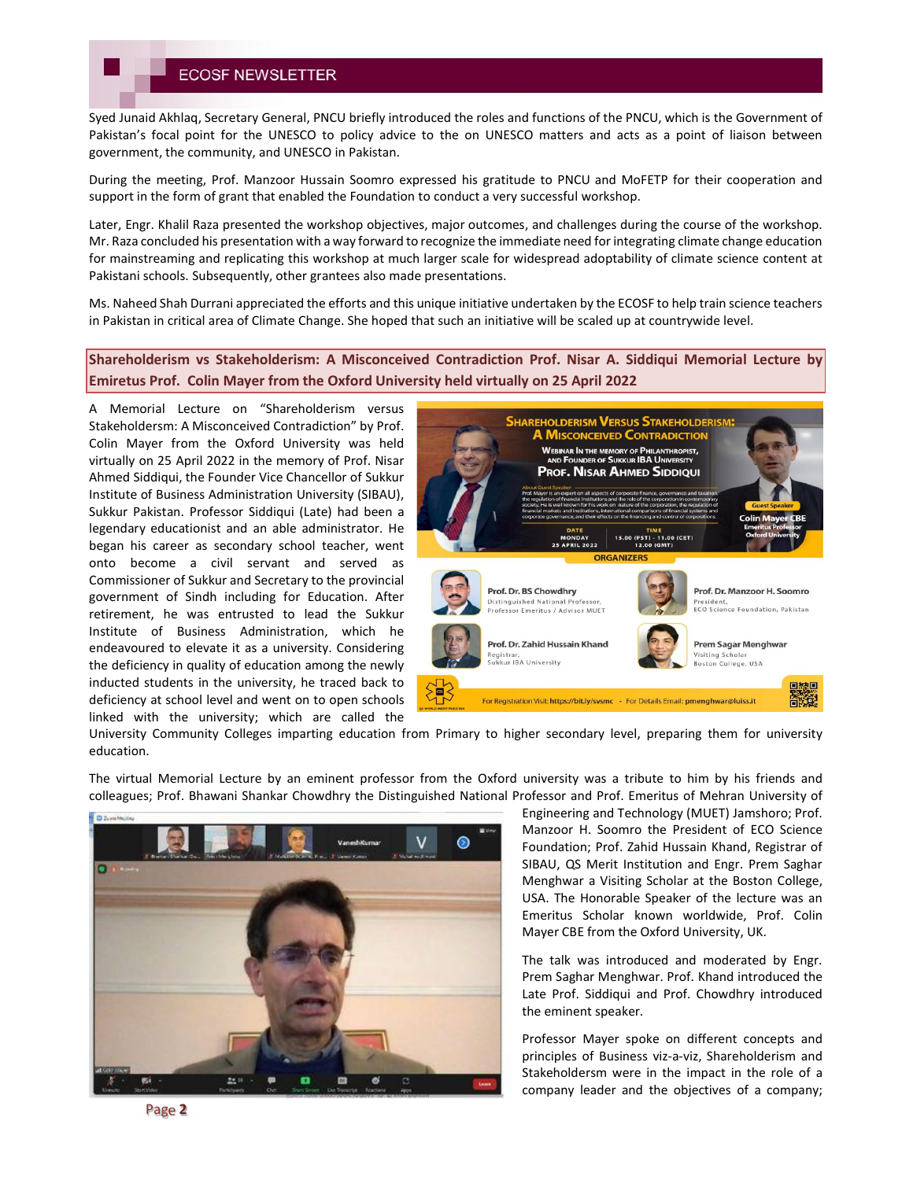Syed Junaid Akhlaq, Secretary General, PNCU briefly introduced the roles and functions of the PNCU, which is the Government of Pakistan's focal point for the UNESCO to policy advice to the on UNESCO matters and acts as a point of liaison between government, the community, and UNESCO in Pakistan.

During the meeting, Prof. Manzoor Hussain Soomro expressed his gratitude to PNCU and MoFETP for their cooperation and support in the form of grant that enabled the Foundation to conduct a very successful workshop.

Later, Engr. Khalil Raza presented the workshop objectives, major outcomes, and challenges during the course of the workshop. Mr. Raza concluded his presentation with a way forward to recognize the immediate need for integrating climate change education for mainstreaming and replicating this workshop at much larger scale for widespread adoptability of climate science content at Pakistani schools. Subsequently, other grantees also made presentations.

Ms. Naheed Shah Durrani appreciated the efforts and this unique initiative undertaken by the ECOSF to help train science teachers in Pakistan in critical area of Climate Change. She hoped that such an initiative will be scaled up at countrywide level.

## Shareholderism vs Stakeholderism: A Misconceived Contradiction Prof. Nisar A. Siddiqui Memorial Lecture by Emiretus Prof. Colin Mayer from the Oxford University held virtually on 25 April 2022

A Memorial Lecture on "Shareholderism versus Stakeholdersm: A Misconceived Contradiction" by Prof. Colin Mayer from the Oxford University was held virtually on 25 April 2022 in the memory of Prof. Nisar Ahmed Siddiqui, the Founder Vice Chancellor of Sukkur Institute of Business Administration University (SIBAU), Sukkur Pakistan. Professor Siddiqui (Late) had been a legendary educationist and an able administrator. He began his career as secondary school teacher, went onto become a civil servant and served as Commissioner of Sukkur and Secretary to the provincial government of Sindh including for Education. After retirement, he was entrusted to lead the Sukkur Institute of Business Administration, which he endeavoured to elevate it as a university. Considering the deficiency in quality of education among the newly inducted students in the university, he traced back to deficiency at school level and went on to open schools linked with the university; which are called the University Community Colleges imparting education from Primary to higher secondary level, preparing them for university education.

The virtual Memorial Lecture by an eminent professor from the Oxford university was a tribute to him by his friends and colleagues; Prof. Bhawani Shankar Chowdhry the Distinguished National Professor and Prof. Emeritus of Mehran University of Engineering and Technology (MUET) Jamshoro; Prof. Manzoor H. Soomro the President of ECO Science Foundation; Prof. Zahid Hussain Khand, Registrar of SIBAU, QS Merit Institution and Engr. Prem Saghar Menghwar a Visiting Scholar at the Boston College, USA. The Honorable Speaker of the lecture was an Emeritus Scholar known worldwide, Prof. Colin Mayer CBE from the Oxford University, UK.

The talk was introduced and moderated by Engr. Prem Saghar Menghwar. Prof. Khand introduced the Late Prof. Siddiqui and Prof. Chowdhry introduced the eminent speaker.

Professor Mayer spoke on different concepts and principles of Business viz-a-viz, Shareholderism and Stakeholdersm were in the impact in the role of a company leader and the objectives of a company;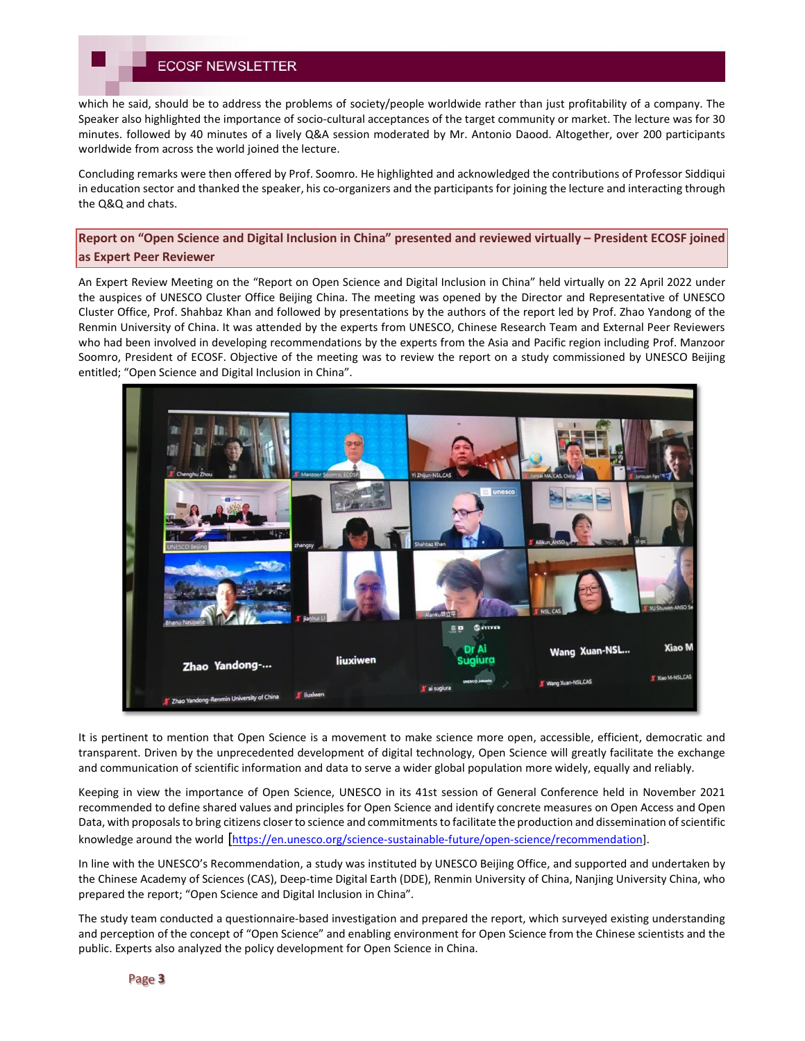which he said, should be to address the problems of society/people worldwide rather than just profitability of a company. The Speaker also highlighted the importance of socio-cultural acceptances of the target community or market. The lecture was for 30 minutes. followed by 40 minutes of a lively Q&A session moderated by Mr. Antonio Daood. Altogether, over 200 participants worldwide from across the world joined the lecture.

Concluding remarks were then offered by Prof. Soomro. He highlighted and acknowledged the contributions of Professor Siddiqui in education sector and thanked the speaker, his co-organizers and the participants for joining the lecture and interacting through the Q&Q and chats.

## Report on "Open Science and Digital Inclusion in China" presented and reviewed virtually – President ECOSF joined as Expert Peer Reviewer

An Expert Review Meeting on the "Report on Open Science and Digital Inclusion in China" held virtually on 22 April 2022 under the auspices of UNESCO Cluster Office Beijing China. The meeting was opened by the Director and Representative of UNESCO Cluster Office, Prof. Shahbaz Khan and followed by presentations by the authors of the report led by Prof. Zhao Yandong of the Renmin University of China. It was attended by the experts from UNESCO, Chinese Research Team and External Peer Reviewers who had been involved in developing recommendations by the experts from the Asia and Pacific region including Prof. Manzoor Soomro, President of ECOSF. Objective of the meeting was to review the report on a study commissioned by UNESCO Beijing entitled; "Open Science and Digital Inclusion in China".

It is pertinent to mention that Open Science is a movement to make science more open, accessible, efficient, democratic and transparent. Driven by the unprecedented development of digital technology, Open Science will greatly facilitate the exchange and communication of scientific information and data to serve a wider global population more widely, equally and reliably.

Keeping in view the importance of Open Science, UNESCO in its 41st session of General Conference held in November 2021 recommended to define shared values and principles for Open Science and identify concrete measures on Open Access and Open Data, with proposals to bring citizens closer to science and commitments to facilitate the production and dissemination of scientific knowledge around the world [https://en.unesco.org/science-sustainable-future/open-science/recommendation].

In line with the UNESCO's Recommendation, a study was instituted by UNESCO Beijing Office, and supported and undertaken by the Chinese Academy of Sciences (CAS), Deep-time Digital Earth (DDE), Renmin University of China, Nanjing University China, who prepared the report; "Open Science and Digital Inclusion in China".

The study team conducted a questionnaire-based investigation and prepared the report, which surveyed existing understanding and perception of the concept of "Open Science" and enabling environment for Open Science from the Chinese scientists and the public. Experts also analyzed the policy development for Open Science in China.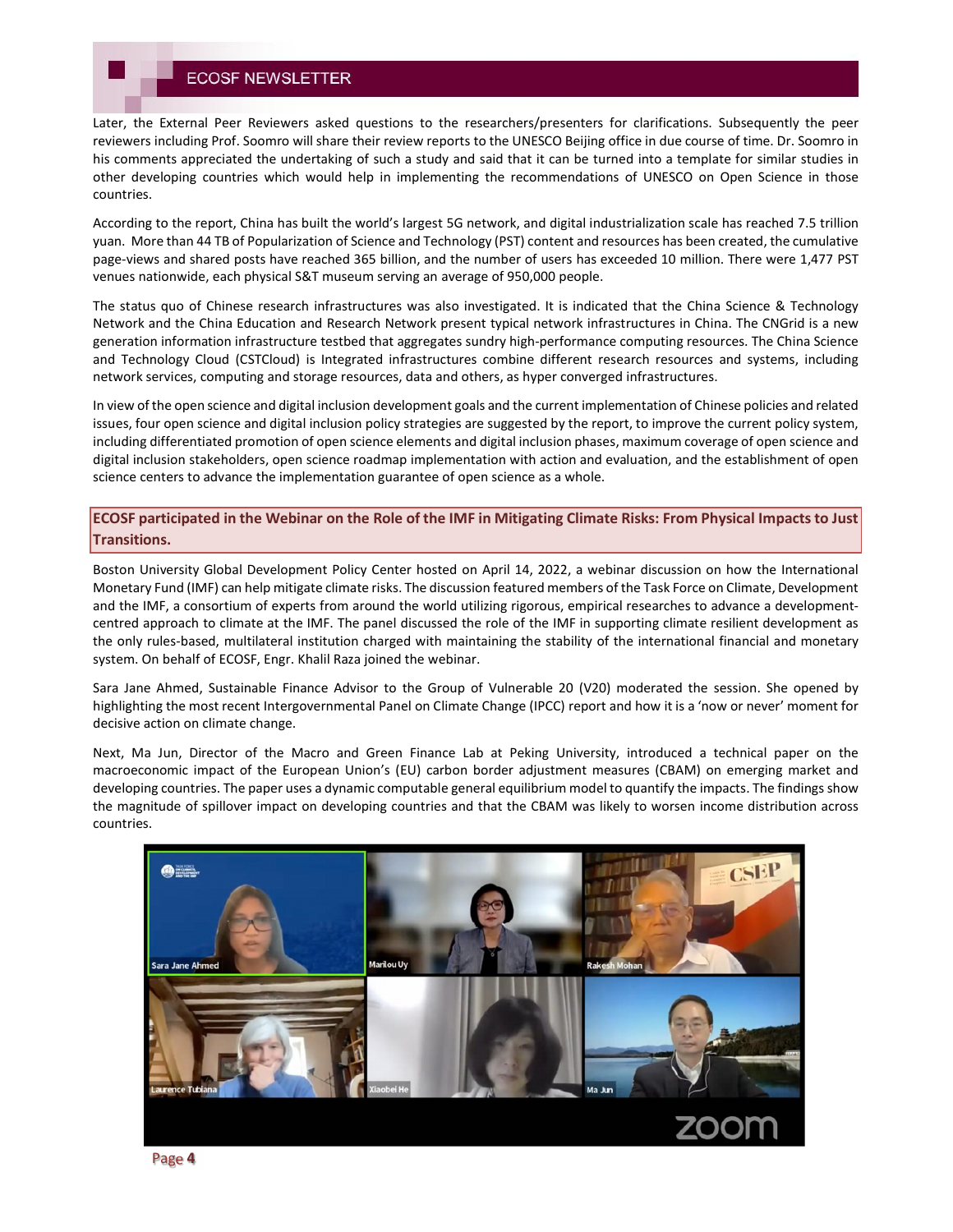Later, the External Peer Reviewers asked questions to the researchers/presenters for clarifications. Subsequently the peer reviewers including Prof. Soomro will share their review reports to the UNESCO Beijing office in due course of time. Dr. Soomro in his comments appreciated the undertaking of such a study and said that it can be turned into a template for similar studies in other developing countries which would help in implementing the recommendations of UNESCO on Open Science in those countries.

According to the report, China has built the world's largest 5G network, and digital industrialization scale has reached 7.5 trillion yuan. More than 44 TB of Popularization of Science and Technology (PST) content and resources has been created, the cumulative page-views and shared posts have reached 365 billion, and the number of users has exceeded 10 million. There were 1,477 PST venues nationwide, each physical S&T museum serving an average of 950,000 people.

The status quo of Chinese research infrastructures was also investigated. It is indicated that the China Science & Technology Network and the China Education and Research Network present typical network infrastructures in China. The CNGrid is a new generation information infrastructure testbed that aggregates sundry high-performance computing resources. The China Science and Technology Cloud (CSTCloud) is Integrated infrastructures combine different research resources and systems, including network services, computing and storage resources, data and others, as hyper converged infrastructures.

In view of the open science and digital inclusion development goals and the current implementation of Chinese policies and related issues, four open science and digital inclusion policy strategies are suggested by the report, to improve the current policy system, including differentiated promotion of open science elements and digital inclusion phases, maximum coverage of open science and digital inclusion stakeholders, open science roadmap implementation with action and evaluation, and the establishment of open science centers to advance the implementation guarantee of open science as a whole.

## ECOSF participated in the Webinar on the Role of the IMF in Mitigating Climate Risks: From Physical Impacts to Just Transitions.

Boston University Global Development Policy Center hosted on April 14, 2022, a webinar discussion on how the International Monetary Fund (IMF) can help mitigate climate risks. The discussion featured members of the Task Force on Climate, Development and the IMF, a consortium of experts from around the world utilizing rigorous, empirical researches to advance a development-centred approach to climate at the IMF. The panel discussed the role of the IMF in supporting climate resilient development as the only rules-based, multilateral institution charged with maintaining the stability of the international financial and monetary system. On behalf of ECOSF, Engr. Khalil Raza joined the webinar.

Sara Jane Ahmed, Sustainable Finance Advisor to the Group of Vulnerable 20 (V20) moderated the session. She opened by highlighting the most recent Intergovernmental Panel on Climate Change (IPCC) report and how it is a 'now or never' moment for decisive action on climate change.

Next, Ma Jun, Director of the Macro and Green Finance Lab at Peking University, introduced a technical paper on the macroeconomic impact of the European Union's (EU) carbon border adjustment measures (CBAM) on emerging market and developing countries. The paper uses a dynamic computable general equilibrium model to quantify the impacts. The findings show the magnitude of spillover impact on developing countries and that the CBAM was likely to worsen income distribution across countries.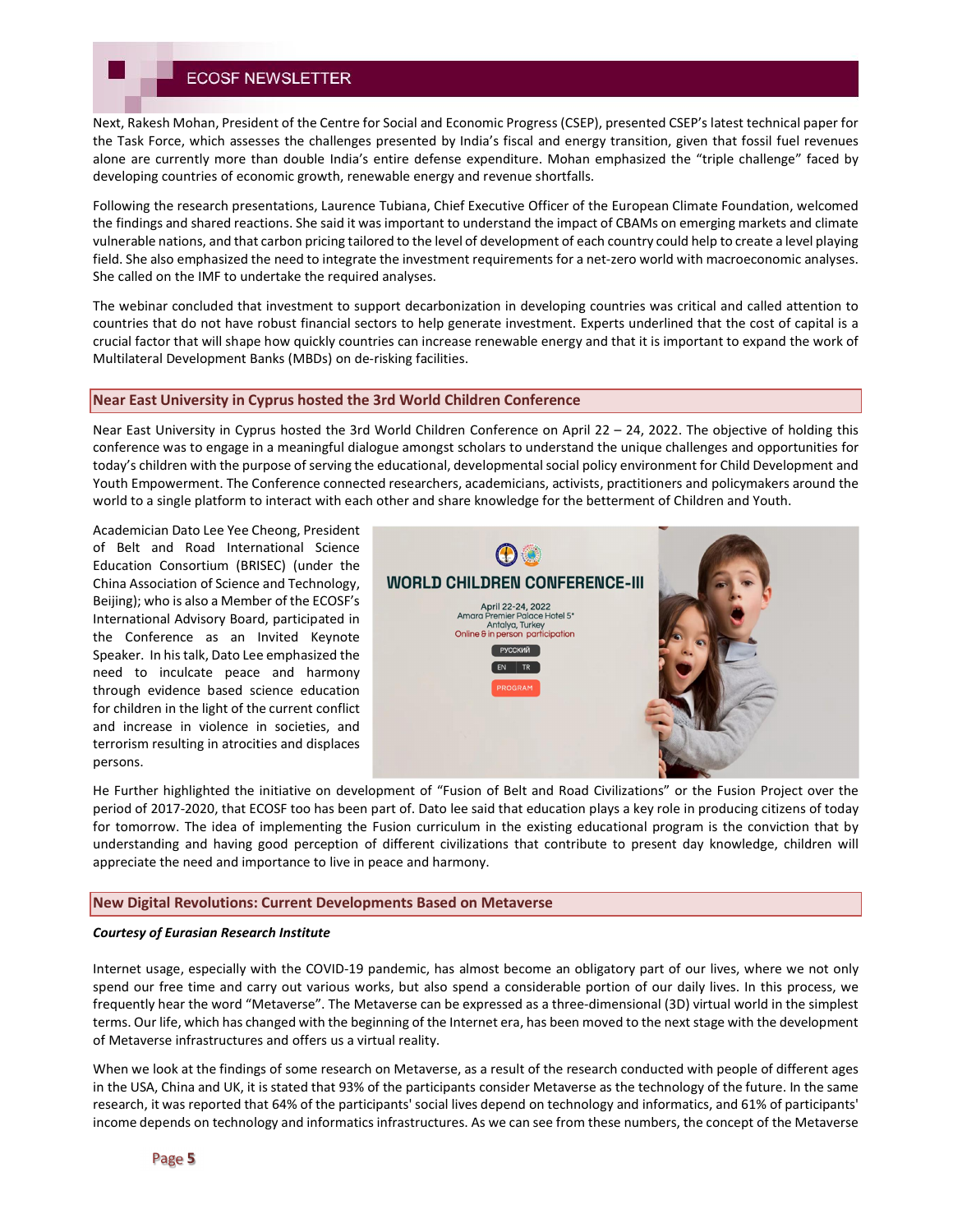Next, Rakesh Mohan, President of the Centre for Social and Economic Progress (CSEP), presented CSEP's latest technical paper for the Task Force, which assesses the challenges presented by India's fiscal and energy transition, given that fossil fuel revenues alone are currently more than double India's entire defense expenditure. Mohan emphasized the "triple challenge" faced by developing countries of economic growth, renewable energy and revenue shortfalls.

Following the research presentations, Laurence Tubiana, Chief Executive Officer of the European Climate Foundation, welcomed the findings and shared reactions. She said it was important to understand the impact of CBAMs on emerging markets and climate vulnerable nations, and that carbon pricing tailored to the level of development of each country could help to create a level playing field. She also emphasized the need to integrate the investment requirements for a net-zero world with macroeconomic analyses. She called on the IMF to undertake the required analyses.

The webinar concluded that investment to support decarbonization in developing countries was critical and called attention to countries that do not have robust financial sectors to help generate investment. Experts underlined that the cost of capital is a crucial factor that will shape how quickly countries can increase renewable energy and that it is important to expand the work of Multilateral Development Banks (MBDs) on de-risking facilities.

## Near East University in Cyprus hosted the 3rd World Children Conference

Near East University in Cyprus hosted the 3rd World Children Conference on April 22 – 24, 2022. The objective of holding this conference was to engage in a meaningful dialogue amongst scholars to understand the unique challenges and opportunities for today's children with the purpose of serving the educational, developmental social policy environment for Child Development and Youth Empowerment. The Conference connected researchers, academicians, activists, practitioners and policymakers around the world to a single platform to interact with each other and share knowledge for the betterment of Children and Youth.

Academician Dato Lee Yee Cheong, President of Belt and Road International Science Education Consortium (BRISEC) (under the China Association of Science and Technology, Beijing); who is also a Member of the ECOSF's International Advisory Board, participated in the Conference as an Invited Keynote Speaker. In his talk, Dato Lee emphasized the need to inculcate peace and harmony through evidence based science education for children in the light of the current conflict and increase in violence in societies, and terrorism resulting in atrocities and displaces persons.

He Further highlighted the initiative on development of "Fusion of Belt and Road Civilizations" or the Fusion Project over the period of 2017-2020, that ECOSF too has been part of. Dato lee said that education plays a key role in producing citizens of today for tomorrow. The idea of implementing the Fusion curriculum in the existing educational program is the conviction that by understanding and having good perception of different civilizations that contribute to present day knowledge, children will appreciate the need and importance to live in peace and harmony.

## New Digital Revolutions: Current Developments Based on Metaverse

***Courtesy of Eurasian Research Institute***

Internet usage, especially with the COVID-19 pandemic, has almost become an obligatory part of our lives, where we not only spend our free time and carry out various works, but also spend a considerable portion of our daily lives. In this process, we frequently hear the word "Metaverse". The Metaverse can be expressed as a three-dimensional (3D) virtual world in the simplest terms. Our life, which has changed with the beginning of the Internet era, has been moved to the next stage with the development of Metaverse infrastructures and offers us a virtual reality.

When we look at the findings of some research on Metaverse, as a result of the research conducted with people of different ages in the USA, China and UK, it is stated that 93% of the participants consider Metaverse as the technology of the future. In the same research, it was reported that 64% of the participants' social lives depend on technology and informatics, and 61% of participants' income depends on technology and informatics infrastructures. As we can see from these numbers, the concept of the Metaverse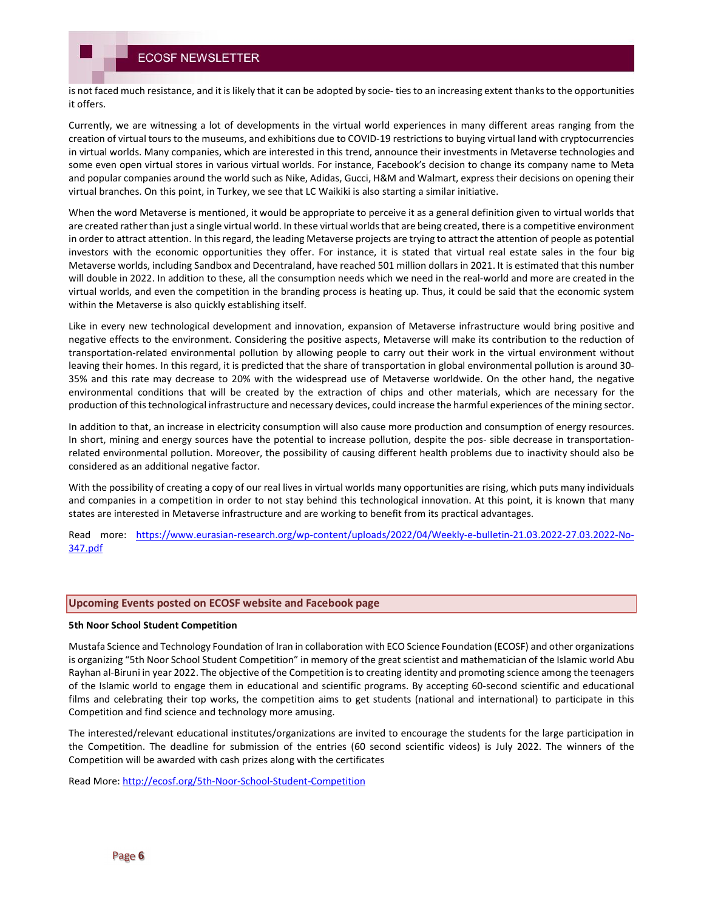is not faced much resistance, and it is likely that it can be adopted by socie- ties to an increasing extent thanks to the opportunities it offers.

Currently, we are witnessing a lot of developments in the virtual world experiences in many different areas ranging from the creation of virtual tours to the museums, and exhibitions due to COVID-19 restrictions to buying virtual land with cryptocurrencies in virtual worlds. Many companies, which are interested in this trend, announce their investments in Metaverse technologies and some even open virtual stores in various virtual worlds. For instance, Facebook's decision to change its company name to Meta and popular companies around the world such as Nike, Adidas, Gucci, H&M and Walmart, express their decisions on opening their virtual branches. On this point, in Turkey, we see that LC Waikiki is also starting a similar initiative.

When the word Metaverse is mentioned, it would be appropriate to perceive it as a general definition given to virtual worlds that are created rather than just a single virtual world. In these virtual worlds that are being created, there is a competitive environment in order to attract attention. In this regard, the leading Metaverse projects are trying to attract the attention of people as potential investors with the economic opportunities they offer. For instance, it is stated that virtual real estate sales in the four big Metaverse worlds, including Sandbox and Decentraland, have reached 501 million dollars in 2021. It is estimated that this number will double in 2022. In addition to these, all the consumption needs which we need in the real-world and more are created in the virtual worlds, and even the competition in the branding process is heating up. Thus, it could be said that the economic system within the Metaverse is also quickly establishing itself.

Like in every new technological development and innovation, expansion of Metaverse infrastructure would bring positive and negative effects to the environment. Considering the positive aspects, Metaverse will make its contribution to the reduction of transportation-related environmental pollution by allowing people to carry out their work in the virtual environment without leaving their homes. In this regard, it is predicted that the share of transportation in global environmental pollution is around 30-35% and this rate may decrease to 20% with the widespread use of Metaverse worldwide. On the other hand, the negative environmental conditions that will be created by the extraction of chips and other materials, which are necessary for the production of this technological infrastructure and necessary devices, could increase the harmful experiences of the mining sector.

In addition to that, an increase in electricity consumption will also cause more production and consumption of energy resources. In short, mining and energy sources have the potential to increase pollution, despite the pos- sible decrease in transportation-related environmental pollution. Moreover, the possibility of causing different health problems due to inactivity should also be considered as an additional negative factor.

With the possibility of creating a copy of our real lives in virtual worlds many opportunities are rising, which puts many individuals and companies in a competition in order to not stay behind this technological innovation. At this point, it is known that many states are interested in Metaverse infrastructure and are working to benefit from its practical advantages.

Read more: https://www.eurasian-research.org/wp-content/uploads/2022/04/Weekly-e-bulletin-21.03.2022-27.03.2022-No-347.pdf

## Upcoming Events posted on ECOSF website and Facebook page

**5th Noor School Student Competition**

Mustafa Science and Technology Foundation of Iran in collaboration with ECO Science Foundation (ECOSF) and other organizations is organizing "5th Noor School Student Competition" in memory of the great scientist and mathematician of the Islamic world Abu Rayhan al-Biruni in year 2022. The objective of the Competition is to creating identity and promoting science among the teenagers of the Islamic world to engage them in educational and scientific programs. By accepting 60-second scientific and educational films and celebrating their top works, the competition aims to get students (national and international) to participate in this Competition and find science and technology more amusing.

The interested/relevant educational institutes/organizations are invited to encourage the students for the large participation in the Competition. The deadline for submission of the entries (60 second scientific videos) is July 2022. The winners of the Competition will be awarded with cash prizes along with the certificates

Read More: http://ecosf.org/5th-Noor-School-Student-Competition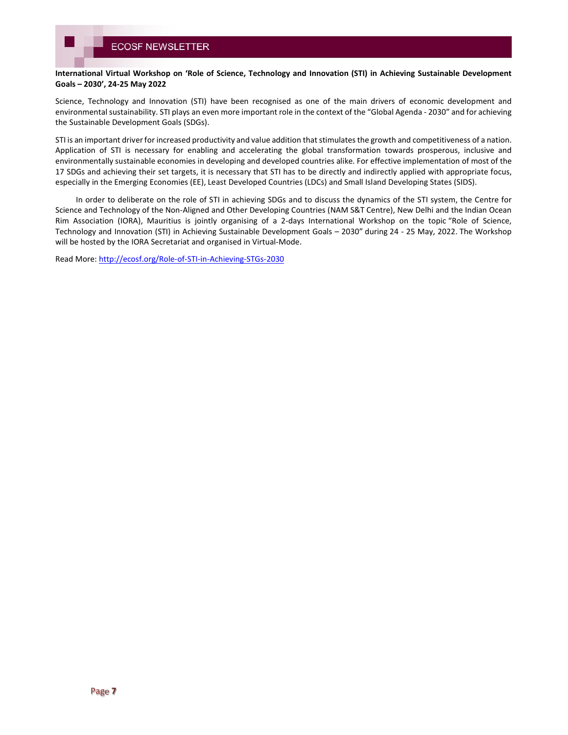**International Virtual Workshop on 'Role of Science, Technology and Innovation (STI) in Achieving Sustainable Development Goals – 2030', 24-25 May 2022**

Science, Technology and Innovation (STI) have been recognised as one of the main drivers of economic development and environmental sustainability. STI plays an even more important role in the context of the "Global Agenda - 2030" and for achieving the Sustainable Development Goals (SDGs).

STI is an important driver for increased productivity and value addition that stimulates the growth and competitiveness of a nation. Application of STI is necessary for enabling and accelerating the global transformation towards prosperous, inclusive and environmentally sustainable economies in developing and developed countries alike. For effective implementation of most of the 17 SDGs and achieving their set targets, it is necessary that STI has to be directly and indirectly applied with appropriate focus, especially in the Emerging Economies (EE), Least Developed Countries (LDCs) and Small Island Developing States (SIDS).

In order to deliberate on the role of STI in achieving SDGs and to discuss the dynamics of the STI system, the Centre for Science and Technology of the Non-Aligned and Other Developing Countries (NAM S&T Centre), New Delhi and the Indian Ocean Rim Association (IORA), Mauritius is jointly organising of a 2-days International Workshop on the topic "Role of Science, Technology and Innovation (STI) in Achieving Sustainable Development Goals – 2030" during 24 - 25 May, 2022. The Workshop will be hosted by the IORA Secretariat and organised in Virtual-Mode.

Read More: http://ecosf.org/Role-of-STI-in-Achieving-STGs-2030